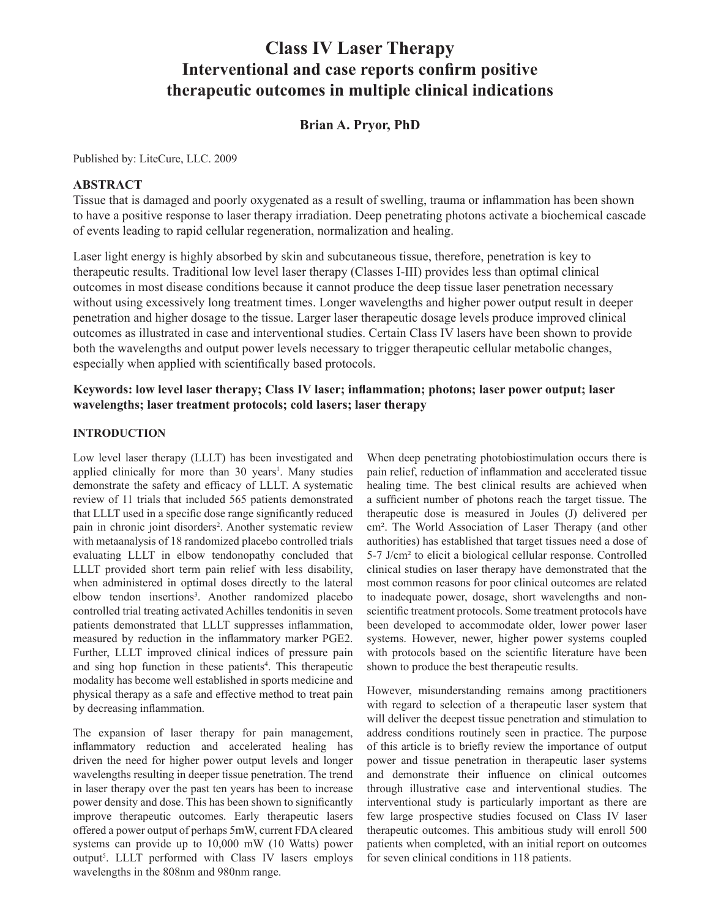# Class IV Laser Therapy
## Interventional and case reports confirm positive therapeutic outcomes in multiple clinical indications

**Brian A. Pryor, PhD**

Published by: LiteCure, LLC. 2009

## ABSTRACT

Tissue that is damaged and poorly oxygenated as a result of swelling, trauma or inflammation has been shown to have a positive response to laser therapy irradiation. Deep penetrating photons activate a biochemical cascade of events leading to rapid cellular regeneration, normalization and healing.

Laser light energy is highly absorbed by skin and subcutaneous tissue, therefore, penetration is key to therapeutic results. Traditional low level laser therapy (Classes I-III) provides less than optimal clinical outcomes in most disease conditions because it cannot produce the deep tissue laser penetration necessary without using excessively long treatment times. Longer wavelengths and higher power output result in deeper penetration and higher dosage to the tissue. Larger laser therapeutic dosage levels produce improved clinical outcomes as illustrated in case and interventional studies. Certain Class IV lasers have been shown to provide both the wavelengths and output power levels necessary to trigger therapeutic cellular metabolic changes, especially when applied with scientifically based protocols.

**Keywords: low level laser therapy; Class IV laser; inflammation; photons; laser power output; laser wavelengths; laser treatment protocols; cold lasers; laser therapy**

### INTRODUCTION

Low level laser therapy (LLLT) has been investigated and applied clinically for more than 30 years[1]. Many studies demonstrate the safety and efficacy of LLLT. A systematic review of 11 trials that included 565 patients demonstrated that LLLT used in a specific dose range significantly reduced pain in chronic joint disorders[2]. Another systematic review with metaanalysis of 18 randomized placebo controlled trials evaluating LLLT in elbow tendonopathy concluded that LLLT provided short term pain relief with less disability, when administered in optimal doses directly to the lateral elbow tendon insertions[3]. Another randomized placebo controlled trial treating activated Achilles tendonitis in seven patients demonstrated that LLLT suppresses inflammation, measured by reduction in the inflammatory marker PGE2. Further, LLLT improved clinical indices of pressure pain and sing hop function in these patients[4]. This therapeutic modality has become well established in sports medicine and physical therapy as a safe and effective method to treat pain by decreasing inflammation.

The expansion of laser therapy for pain management, inflammatory reduction and accelerated healing has driven the need for higher power output levels and longer wavelengths resulting in deeper tissue penetration. The trend in laser therapy over the past ten years has been to increase power density and dose. This has been shown to significantly improve therapeutic outcomes. Early therapeutic lasers offered a power output of perhaps 5mW, current FDA cleared systems can provide up to 10,000 mW (10 Watts) power output[5]. LLLT performed with Class IV lasers employs wavelengths in the 808nm and 980nm range.

When deep penetrating photobiostimulation occurs there is pain relief, reduction of inflammation and accelerated tissue healing time. The best clinical results are achieved when a sufficient number of photons reach the target tissue. The therapeutic dose is measured in Joules (J) delivered per cm². The World Association of Laser Therapy (and other authorities) has established that target tissues need a dose of 5-7 J/cm² to elicit a biological cellular response. Controlled clinical studies on laser therapy have demonstrated that the most common reasons for poor clinical outcomes are related to inadequate power, dosage, short wavelengths and non-scientific treatment protocols. Some treatment protocols have been developed to accommodate older, lower power laser systems. However, newer, higher power systems coupled with protocols based on the scientific literature have been shown to produce the best therapeutic results.

However, misunderstanding remains among practitioners with regard to selection of a therapeutic laser system that will deliver the deepest tissue penetration and stimulation to address conditions routinely seen in practice. The purpose of this article is to briefly review the importance of output power and tissue penetration in therapeutic laser systems and demonstrate their influence on clinical outcomes through illustrative case and interventional studies. The interventional study is particularly important as there are few large prospective studies focused on Class IV laser therapeutic outcomes. This ambitious study will enroll 500 patients when completed, with an initial report on outcomes for seven clinical conditions in 118 patients.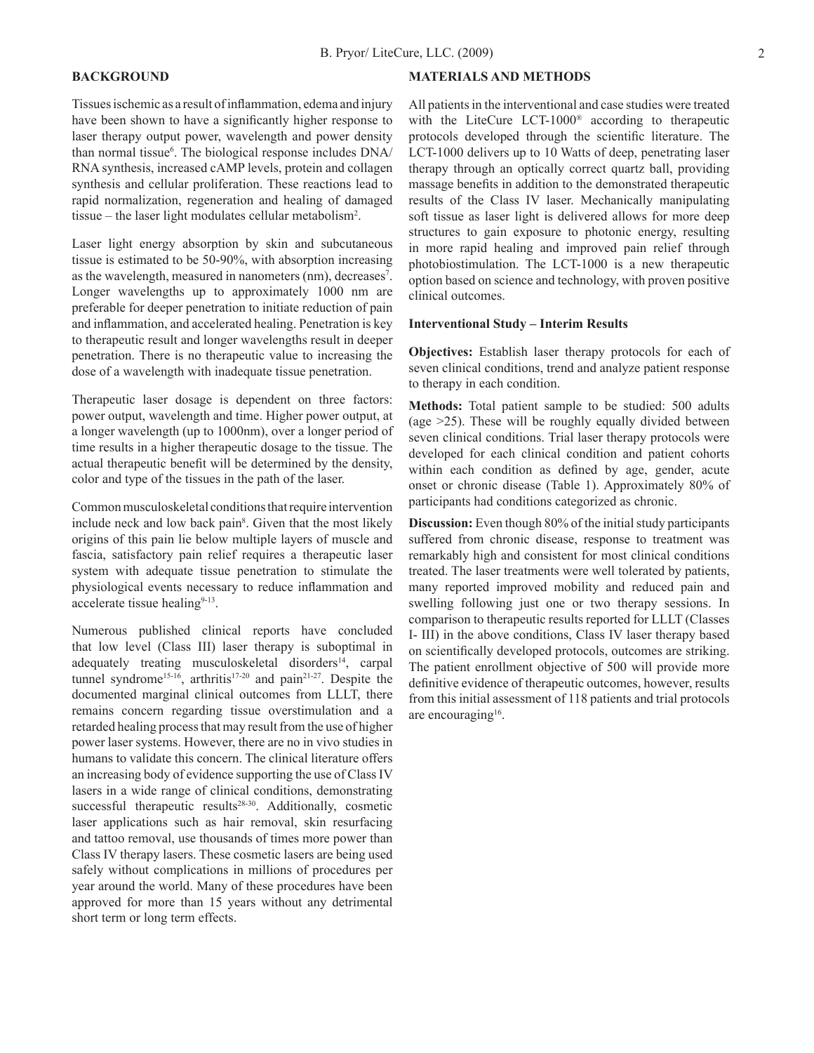## BACKGROUND

Tissues ischemic as a result of inflammation, edema and injury have been shown to have a significantly higher response to laser therapy output power, wavelength and power density than normal tissue[6]. The biological response includes DNA/RNA synthesis, increased cAMP levels, protein and collagen synthesis and cellular proliferation. These reactions lead to rapid normalization, regeneration and healing of damaged tissue – the laser light modulates cellular metabolism[2].

Laser light energy absorption by skin and subcutaneous tissue is estimated to be 50-90%, with absorption increasing as the wavelength, measured in nanometers (nm), decreases[7]. Longer wavelengths up to approximately 1000 nm are preferable for deeper penetration to initiate reduction of pain and inflammation, and accelerated healing. Penetration is key to therapeutic result and longer wavelengths result in deeper penetration. There is no therapeutic value to increasing the dose of a wavelength with inadequate tissue penetration.

Therapeutic laser dosage is dependent on three factors: power output, wavelength and time. Higher power output, at a longer wavelength (up to 1000nm), over a longer period of time results in a higher therapeutic dosage to the tissue. The actual therapeutic benefit will be determined by the density, color and type of the tissues in the path of the laser.

Common musculoskeletal conditions that require intervention include neck and low back pain[8]. Given that the most likely origins of this pain lie below multiple layers of muscle and fascia, satisfactory pain relief requires a therapeutic laser system with adequate tissue penetration to stimulate the physiological events necessary to reduce inflammation and accelerate tissue healing[9-13].

Numerous published clinical reports have concluded that low level (Class III) laser therapy is suboptimal in adequately treating musculoskeletal disorders[14], carpal tunnel syndrome[15-16], arthritis[17-20] and pain[21-27]. Despite the documented marginal clinical outcomes from LLLT, there remains concern regarding tissue overstimulation and a retarded healing process that may result from the use of higher power laser systems. However, there are no in vivo studies in humans to validate this concern. The clinical literature offers an increasing body of evidence supporting the use of Class IV lasers in a wide range of clinical conditions, demonstrating successful therapeutic results[28-30]. Additionally, cosmetic laser applications such as hair removal, skin resurfacing and tattoo removal, use thousands of times more power than Class IV therapy lasers. These cosmetic lasers are being used safely without complications in millions of procedures per year around the world. Many of these procedures have been approved for more than 15 years without any detrimental short term or long term effects.

## MATERIALS AND METHODS

All patients in the interventional and case studies were treated with the LiteCure LCT-1000® according to therapeutic protocols developed through the scientific literature. The LCT-1000 delivers up to 10 Watts of deep, penetrating laser therapy through an optically correct quartz ball, providing massage benefits in addition to the demonstrated therapeutic results of the Class IV laser. Mechanically manipulating soft tissue as laser light is delivered allows for more deep structures to gain exposure to photonic energy, resulting in more rapid healing and improved pain relief through photobiostimulation. The LCT-1000 is a new therapeutic option based on science and technology, with proven positive clinical outcomes.

### Interventional Study – Interim Results

**Objectives:** Establish laser therapy protocols for each of seven clinical conditions, trend and analyze patient response to therapy in each condition.

**Methods:** Total patient sample to be studied: 500 adults (age >25). These will be roughly equally divided between seven clinical conditions. Trial laser therapy protocols were developed for each clinical condition and patient cohorts within each condition as defined by age, gender, acute onset or chronic disease (Table 1). Approximately 80% of participants had conditions categorized as chronic.

**Discussion:** Even though 80% of the initial study participants suffered from chronic disease, response to treatment was remarkably high and consistent for most clinical conditions treated. The laser treatments were well tolerated by patients, many reported improved mobility and reduced pain and swelling following just one or two therapy sessions. In comparison to therapeutic results reported for LLLT (Classes I- III) in the above conditions, Class IV laser therapy based on scientifically developed protocols, outcomes are striking. The patient enrollment objective of 500 will provide more definitive evidence of therapeutic outcomes, however, results from this initial assessment of 118 patients and trial protocols are encouraging[16].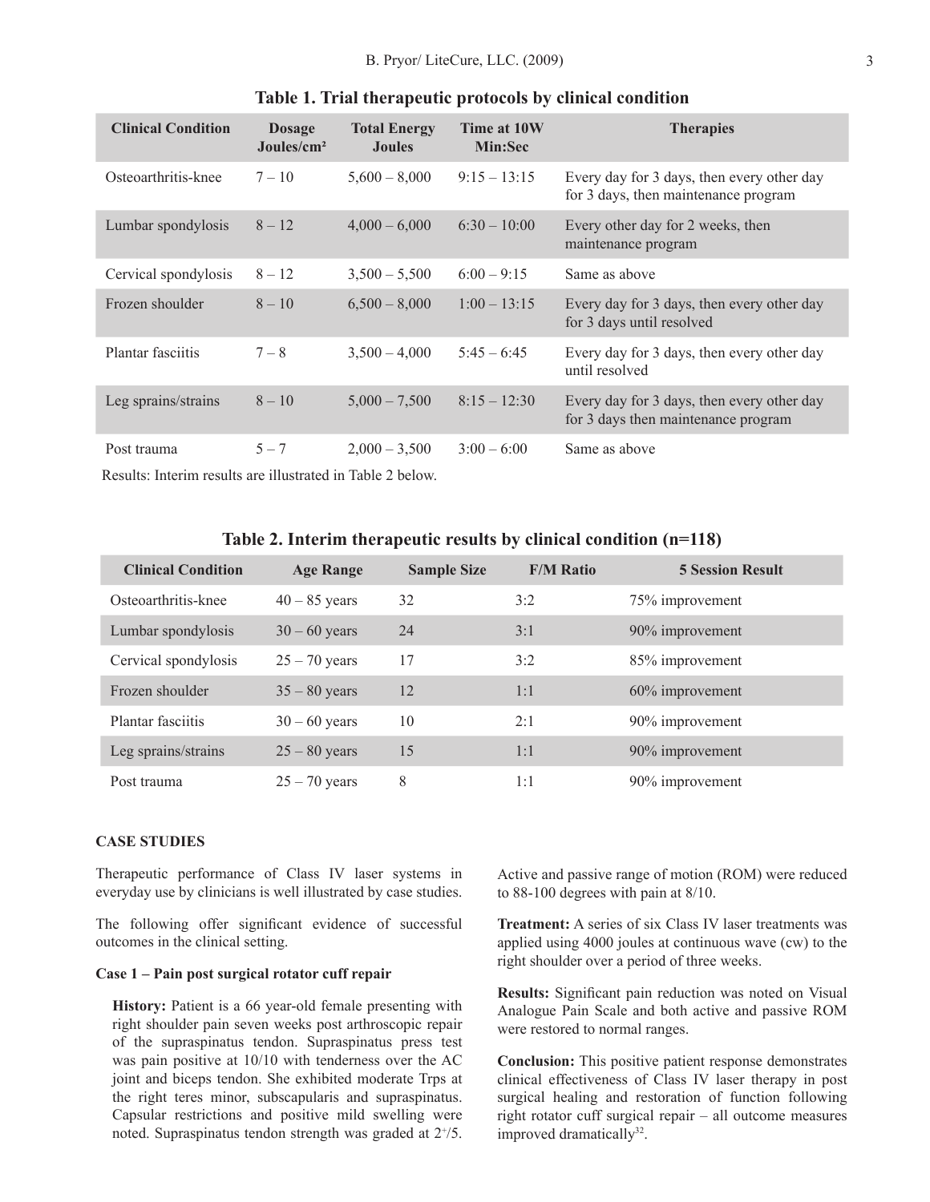**Table 1. Trial therapeutic protocols by clinical condition**

| Clinical Condition | Dosage Joules/cm² | Total Energy Joules | Time at 10W Min:Sec | Therapies |
|---|---|---|---|---|
| Osteoarthritis-knee | 7 – 10 | 5,600 – 8,000 | 9:15 – 13:15 | Every day for 3 days, then every other day for 3 days, then maintenance program |
| Lumbar spondylosis | 8 – 12 | 4,000 – 6,000 | 6:30 – 10:00 | Every other day for 2 weeks, then maintenance program |
| Cervical spondylosis | 8 – 12 | 3,500 – 5,500 | 6:00 – 9:15 | Same as above |
| Frozen shoulder | 8 – 10 | 6,500 – 8,000 | 1:00 – 13:15 | Every day for 3 days, then every other day for 3 days until resolved |
| Plantar fasciitis | 7 – 8 | 3,500 – 4,000 | 5:45 – 6:45 | Every day for 3 days, then every other day until resolved |
| Leg sprains/strains | 8 – 10 | 5,000 – 7,500 | 8:15 – 12:30 | Every day for 3 days, then every other day for 3 days then maintenance program |
| Post trauma | 5 – 7 | 2,000 – 3,500 | 3:00 – 6:00 | Same as above |

Results: Interim results are illustrated in Table 2 below.

**Table 2. Interim therapeutic results by clinical condition (n=118)**

| Clinical Condition | Age Range | Sample Size | F/M Ratio | 5 Session Result |
|---|---|---|---|---|
| Osteoarthritis-knee | 40 – 85 years | 32 | 3:2 | 75% improvement |
| Lumbar spondylosis | 30 – 60 years | 24 | 3:1 | 90% improvement |
| Cervical spondylosis | 25 – 70 years | 17 | 3:2 | 85% improvement |
| Frozen shoulder | 35 – 80 years | 12 | 1:1 | 60% improvement |
| Plantar fasciitis | 30 – 60 years | 10 | 2:1 | 90% improvement |
| Leg sprains/strains | 25 – 80 years | 15 | 1:1 | 90% improvement |
| Post trauma | 25 – 70 years | 8 | 1:1 | 90% improvement |

## CASE STUDIES

Therapeutic performance of Class IV laser systems in everyday use by clinicians is well illustrated by case studies.

The following offer significant evidence of successful outcomes in the clinical setting.

### Case 1 – Pain post surgical rotator cuff repair

**History:** Patient is a 66 year-old female presenting with right shoulder pain seven weeks post arthroscopic repair of the supraspinatus tendon. Supraspinatus press test was pain positive at 10/10 with tenderness over the AC joint and biceps tendon. She exhibited moderate Trps at the right teres minor, subscapularis and supraspinatus. Capsular restrictions and positive mild swelling were noted. Supraspinatus tendon strength was graded at $2^{+}/5$. Active and passive range of motion (ROM) were reduced to 88-100 degrees with pain at 8/10.

**Treatment:** A series of six Class IV laser treatments was applied using 4000 joules at continuous wave (cw) to the right shoulder over a period of three weeks.

**Results:** Significant pain reduction was noted on Visual Analogue Pain Scale and both active and passive ROM were restored to normal ranges.

**Conclusion:** This positive patient response demonstrates clinical effectiveness of Class IV laser therapy in post surgical healing and restoration of function following right rotator cuff surgical repair – all outcome measures improved dramatically[32].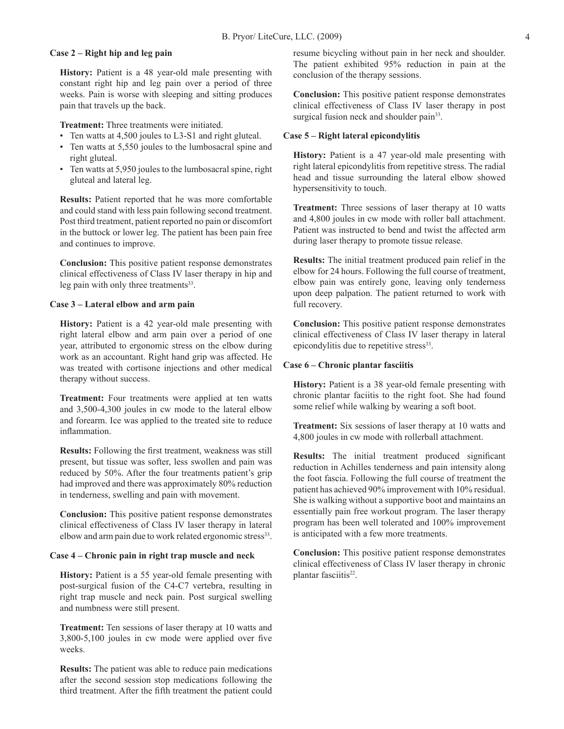### Case 2 – Right hip and leg pain

**History:** Patient is a 48 year-old male presenting with constant right hip and leg pain over a period of three weeks. Pain is worse with sleeping and sitting produces pain that travels up the back.

**Treatment:** Three treatments were initiated.

- Ten watts at 4,500 joules to L3-S1 and right gluteal.
- Ten watts at 5,550 joules to the lumbosacral spine and right gluteal.
- Ten watts at 5,950 joules to the lumbosacral spine, right gluteal and lateral leg.

**Results:** Patient reported that he was more comfortable and could stand with less pain following second treatment. Post third treatment, patient reported no pain or discomfort in the buttock or lower leg. The patient has been pain free and continues to improve.

**Conclusion:** This positive patient response demonstrates clinical effectiveness of Class IV laser therapy in hip and leg pain with only three treatments[33].

### Case 3 – Lateral elbow and arm pain

**History:** Patient is a 42 year-old male presenting with right lateral elbow and arm pain over a period of one year, attributed to ergonomic stress on the elbow during work as an accountant. Right hand grip was affected. He was treated with cortisone injections and other medical therapy without success.

**Treatment:** Four treatments were applied at ten watts and 3,500-4,300 joules in cw mode to the lateral elbow and forearm. Ice was applied to the treated site to reduce inflammation.

**Results:** Following the first treatment, weakness was still present, but tissue was softer, less swollen and pain was reduced by 50%. After the four treatments patient's grip had improved and there was approximately 80% reduction in tenderness, swelling and pain with movement.

**Conclusion:** This positive patient response demonstrates clinical effectiveness of Class IV laser therapy in lateral elbow and arm pain due to work related ergonomic stress[33].

### Case 4 – Chronic pain in right trap muscle and neck

**History:** Patient is a 55 year-old female presenting with post-surgical fusion of the C4-C7 vertebra, resulting in right trap muscle and neck pain. Post surgical swelling and numbness were still present.

**Treatment:** Ten sessions of laser therapy at 10 watts and 3,800-5,100 joules in cw mode were applied over five weeks.

**Results:** The patient was able to reduce pain medications after the second session stop medications following the third treatment. After the fifth treatment the patient could resume bicycling without pain in her neck and shoulder. The patient exhibited 95% reduction in pain at the conclusion of the therapy sessions.

**Conclusion:** This positive patient response demonstrates clinical effectiveness of Class IV laser therapy in post surgical fusion neck and shoulder pain[33].

### Case 5 – Right lateral epicondylitis

**History:** Patient is a 47 year-old male presenting with right lateral epicondylitis from repetitive stress. The radial head and tissue surrounding the lateral elbow showed hypersensitivity to touch.

**Treatment:** Three sessions of laser therapy at 10 watts and 4,800 joules in cw mode with roller ball attachment. Patient was instructed to bend and twist the affected arm during laser therapy to promote tissue release.

**Results:** The initial treatment produced pain relief in the elbow for 24 hours. Following the full course of treatment, elbow pain was entirely gone, leaving only tenderness upon deep palpation. The patient returned to work with full recovery.

**Conclusion:** This positive patient response demonstrates clinical effectiveness of Class IV laser therapy in lateral epicondylitis due to repetitive stress[33].

### Case 6 – Chronic plantar fasciitis

**History:** Patient is a 38 year-old female presenting with chronic plantar faciitis to the right foot. She had found some relief while walking by wearing a soft boot.

**Treatment:** Six sessions of laser therapy at 10 watts and 4,800 joules in cw mode with rollerball attachment.

**Results:** The initial treatment produced significant reduction in Achilles tenderness and pain intensity along the foot fascia. Following the full course of treatment the patient has achieved 90% improvement with 10% residual. She is walking without a supportive boot and maintains an essentially pain free workout program. The laser therapy program has been well tolerated and 100% improvement is anticipated with a few more treatments.

**Conclusion:** This positive patient response demonstrates clinical effectiveness of Class IV laser therapy in chronic plantar fasciitis[22].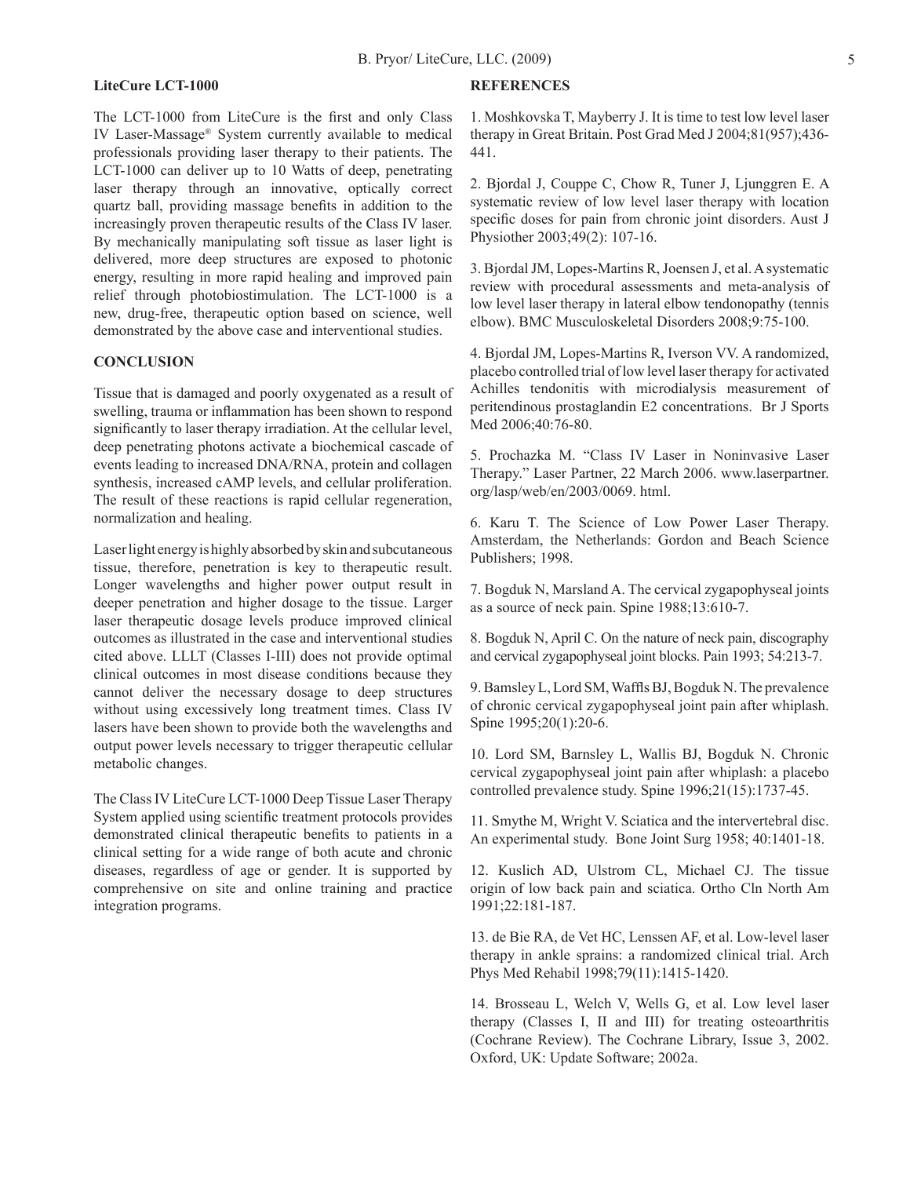### LiteCure LCT-1000

The LCT-1000 from LiteCure is the first and only Class IV Laser-Massage® System currently available to medical professionals providing laser therapy to their patients. The LCT-1000 can deliver up to 10 Watts of deep, penetrating laser therapy through an innovative, optically correct quartz ball, providing massage benefits in addition to the increasingly proven therapeutic results of the Class IV laser. By mechanically manipulating soft tissue as laser light is delivered, more deep structures are exposed to photonic energy, resulting in more rapid healing and improved pain relief through photobiostimulation. The LCT-1000 is a new, drug-free, therapeutic option based on science, well demonstrated by the above case and interventional studies.

### CONCLUSION

Tissue that is damaged and poorly oxygenated as a result of swelling, trauma or inflammation has been shown to respond significantly to laser therapy irradiation. At the cellular level, deep penetrating photons activate a biochemical cascade of events leading to increased DNA/RNA, protein and collagen synthesis, increased cAMP levels, and cellular proliferation. The result of these reactions is rapid cellular regeneration, normalization and healing.

Laser light energy is highly absorbed by skin and subcutaneous tissue, therefore, penetration is key to therapeutic result. Longer wavelengths and higher power output result in deeper penetration and higher dosage to the tissue. Larger laser therapeutic dosage levels produce improved clinical outcomes as illustrated in the case and interventional studies cited above. LLLT (Classes I-III) does not provide optimal clinical outcomes in most disease conditions because they cannot deliver the necessary dosage to deep structures without using excessively long treatment times. Class IV lasers have been shown to provide both the wavelengths and output power levels necessary to trigger therapeutic cellular metabolic changes.

The Class IV LiteCure LCT-1000 Deep Tissue Laser Therapy System applied using scientific treatment protocols provides demonstrated clinical therapeutic benefits to patients in a clinical setting for a wide range of both acute and chronic diseases, regardless of age or gender. It is supported by comprehensive on site and online training and practice integration programs.

### REFERENCES

1. Moshkovska T, Mayberry J. It is time to test low level laser therapy in Great Britain. Post Grad Med J 2004;81(957);436-441.

2. Bjordal J, Couppe C, Chow R, Tuner J, Ljunggren E. A systematic review of low level laser therapy with location specific doses for pain from chronic joint disorders. Aust J Physiother 2003;49(2): 107-16.

3. Bjordal JM, Lopes-Martins R, Joensen J, et al. A systematic review with procedural assessments and meta-analysis of low level laser therapy in lateral elbow tendonopathy (tennis elbow). BMC Musculoskeletal Disorders 2008;9:75-100.

4. Bjordal JM, Lopes-Martins R, Iverson VV. A randomized, placebo controlled trial of low level laser therapy for activated Achilles tendonitis with microdialysis measurement of peritendinous prostaglandin E2 concentrations. Br J Sports Med 2006;40:76-80.

5. Prochazka M. "Class IV Laser in Noninvasive Laser Therapy." Laser Partner, 22 March 2006. www.laserpartner.org/lasp/web/en/2003/0069. html.

6. Karu T. The Science of Low Power Laser Therapy. Amsterdam, the Netherlands: Gordon and Beach Science Publishers; 1998.

7. Bogduk N, Marsland A. The cervical zygapophyseal joints as a source of neck pain. Spine 1988;13:610-7.

8. Bogduk N, April C. On the nature of neck pain, discography and cervical zygapophyseal joint blocks. Pain 1993; 54:213-7.

9. Bamsley L, Lord SM, Wafflś BJ, Bogduk N. The prevalence of chronic cervical zygapophyseal joint pain after whiplash. Spine 1995;20(1):20-6.

10. Lord SM, Barnsley L, Wallis BJ, Bogduk N. Chronic cervical zygapophyseal joint pain after whiplash: a placebo controlled prevalence study. Spine 1996;21(15):1737-45.

11. Smythe M, Wright V. Sciatica and the intervertebral disc. An experimental study. Bone Joint Surg 1958; 40:1401-18.

12. Kuslich AD, Ulstrom CL, Michael CJ. The tissue origin of low back pain and sciatica. Ortho Cln North Am 1991;22:181-187.

13. de Bie RA, de Vet HC, Lenssen AF, et al. Low-level laser therapy in ankle sprains: a randomized clinical trial. Arch Phys Med Rehabil 1998;79(11):1415-1420.

14. Brosseau L, Welch V, Wells G, et al. Low level laser therapy (Classes I, II and III) for treating osteoarthritis (Cochrane Review). The Cochrane Library, Issue 3, 2002. Oxford, UK: Update Software; 2002a.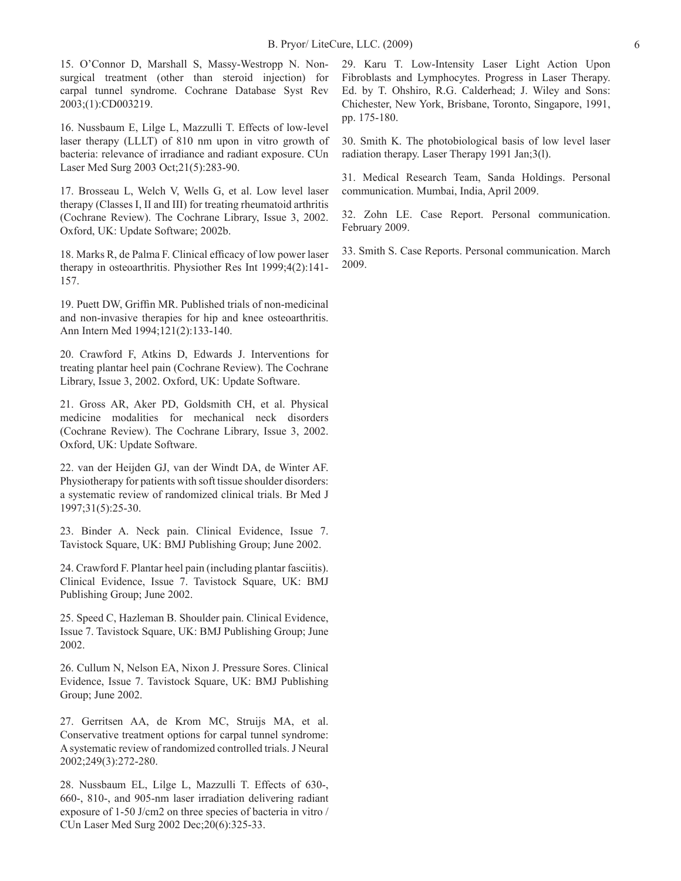15. O'Connor D, Marshall S, Massy-Westropp N. Non-surgical treatment (other than steroid injection) for carpal tunnel syndrome. Cochrane Database Syst Rev 2003;(1):CD003219.

16. Nussbaum E, Lilge L, Mazzulli T. Effects of low-level laser therapy (LLLT) of 810 nm upon in vitro growth of bacteria: relevance of irradiance and radiant exposure. CUn Laser Med Surg 2003 Oct;21(5):283-90.

17. Brosseau L, Welch V, Wells G, et al. Low level laser therapy (Classes I, II and III) for treating rheumatoid arthritis (Cochrane Review). The Cochrane Library, Issue 3, 2002. Oxford, UK: Update Software; 2002b.

18. Marks R, de Palma F. Clinical efficacy of low power laser therapy in osteoarthritis. Physiother Res Int 1999;4(2):141-157.

19. Puett DW, Griffin MR. Published trials of non-medicinal and non-invasive therapies for hip and knee osteoarthritis. Ann Intern Med 1994;121(2):133-140.

20. Crawford F, Atkins D, Edwards J. Interventions for treating plantar heel pain (Cochrane Review). The Cochrane Library, Issue 3, 2002. Oxford, UK: Update Software.

21. Gross AR, Aker PD, Goldsmith CH, et al. Physical medicine modalities for mechanical neck disorders (Cochrane Review). The Cochrane Library, Issue 3, 2002. Oxford, UK: Update Software.

22. van der Heijden GJ, van der Windt DA, de Winter AF. Physiotherapy for patients with soft tissue shoulder disorders: a systematic review of randomized clinical trials. Br Med J 1997;31(5):25-30.

23. Binder A. Neck pain. Clinical Evidence, Issue 7. Tavistock Square, UK: BMJ Publishing Group; June 2002.

24. Crawford F. Plantar heel pain (including plantar fasciitis). Clinical Evidence, Issue 7. Tavistock Square, UK: BMJ Publishing Group; June 2002.

25. Speed C, Hazleman B. Shoulder pain. Clinical Evidence, Issue 7. Tavistock Square, UK: BMJ Publishing Group; June 2002.

26. Cullum N, Nelson EA, Nixon J. Pressure Sores. Clinical Evidence, Issue 7. Tavistock Square, UK: BMJ Publishing Group; June 2002.

27. Gerritsen AA, de Krom MC, Struijs MA, et al. Conservative treatment options for carpal tunnel syndrome: A systematic review of randomized controlled trials. J Neural 2002;249(3):272-280.

28. Nussbaum EL, Lilge L, Mazzulli T. Effects of 630-, 660-, 810-, and 905-nm laser irradiation delivering radiant exposure of 1-50 J/cm2 on three species of bacteria in vitro / CUn Laser Med Surg 2002 Dec;20(6):325-33.

29. Karu T. Low-Intensity Laser Light Action Upon Fibroblasts and Lymphocytes. Progress in Laser Therapy. Ed. by T. Ohshiro, R.G. Calderhead; J. Wiley and Sons: Chichester, New York, Brisbane, Toronto, Singapore, 1991, pp. 175-180.

30. Smith K. The photobiological basis of low level laser radiation therapy. Laser Therapy 1991 Jan;3(l).

31. Medical Research Team, Sanda Holdings. Personal communication. Mumbai, India, April 2009.

32. Zohn LE. Case Report. Personal communication. February 2009.

33. Smith S. Case Reports. Personal communication. March 2009.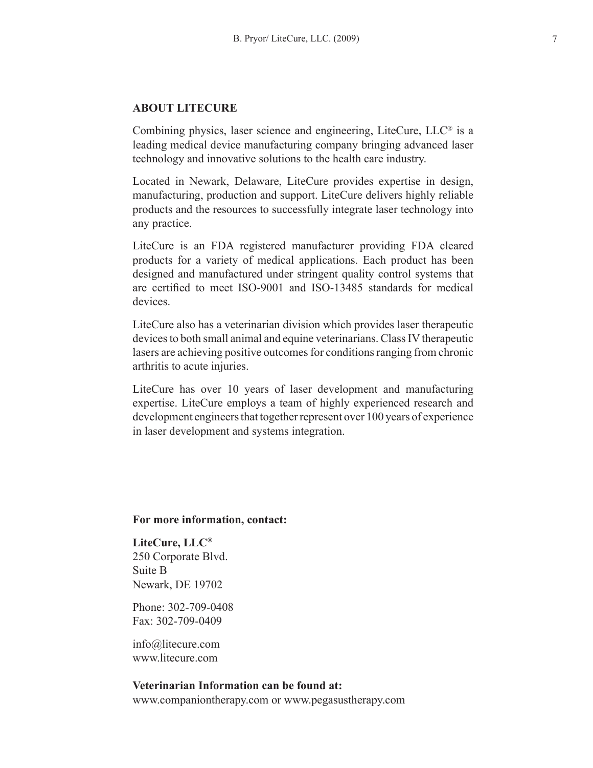**ABOUT LITECURE**

Combining physics, laser science and engineering, LiteCure, LLC® is a leading medical device manufacturing company bringing advanced laser technology and innovative solutions to the health care industry.

Located in Newark, Delaware, LiteCure provides expertise in design, manufacturing, production and support. LiteCure delivers highly reliable products and the resources to successfully integrate laser technology into any practice.

LiteCure is an FDA registered manufacturer providing FDA cleared products for a variety of medical applications. Each product has been designed and manufactured under stringent quality control systems that are certified to meet ISO-9001 and ISO-13485 standards for medical devices.

LiteCure also has a veterinarian division which provides laser therapeutic devices to both small animal and equine veterinarians. Class IV therapeutic lasers are achieving positive outcomes for conditions ranging from chronic arthritis to acute injuries.

LiteCure has over 10 years of laser development and manufacturing expertise. LiteCure employs a team of highly experienced research and development engineers that together represent over 100 years of experience in laser development and systems integration.

**For more information, contact:**

**LiteCure, LLC®**
250 Corporate Blvd.
Suite B
Newark, DE 19702

Phone: 302-709-0408
Fax: 302-709-0409

info@litecure.com
www.litecure.com

**Veterinarian Information can be found at:**
www.companiontherapy.com or www.pegasustherapy.com